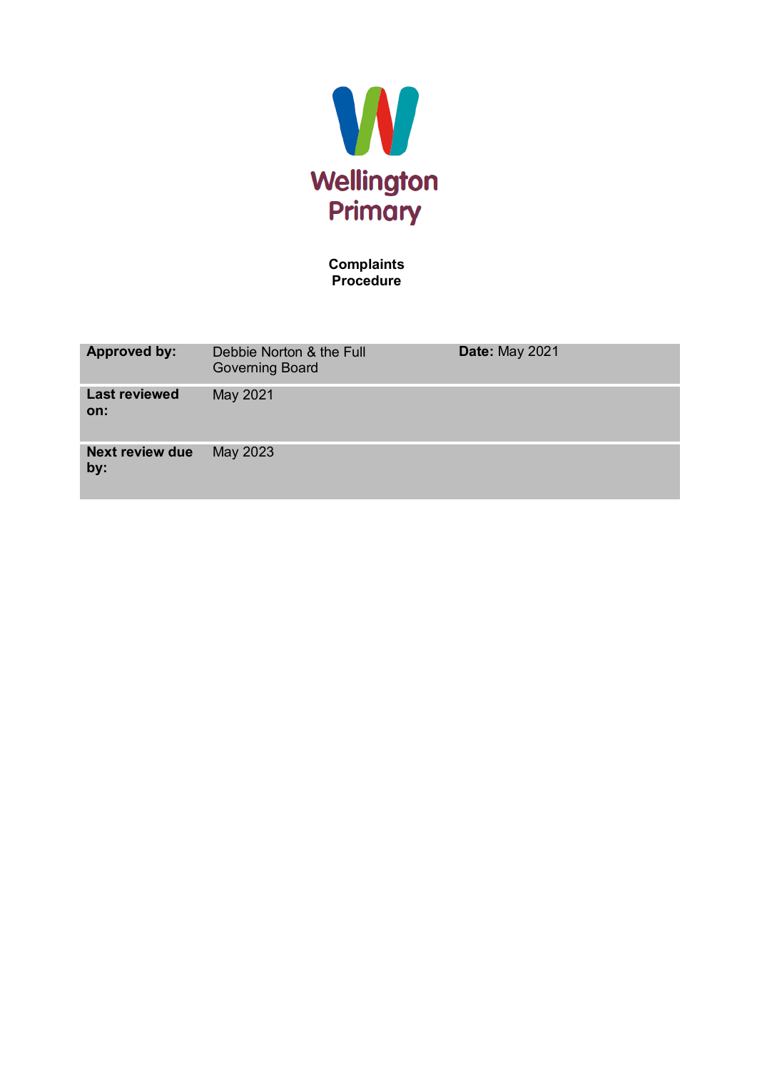Wellington Primary

**Complaints Procedure**

| **Approved by:** | Debbie Norton & the Full Governing Board | **Date:** May 2021 |
|---|---|---|
| **Last reviewed on:** | May 2021 | |
| **Next review due by:** | May 2023 | |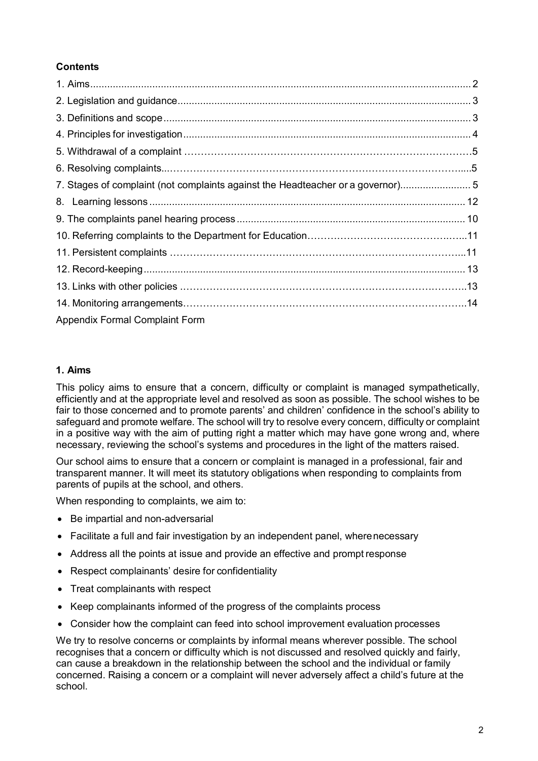**Contents**

1. Aims ........ 2
2. Legislation and guidance ........ 3
3. Definitions and scope ........ 3
4. Principles for investigation ........ 4
5. Withdrawal of a complaint ........ 5
6. Resolving complaints ........ 5
7. Stages of complaint (not complaints against the Headteacher or a governor) ........ 5
8. Learning lessons ........ 12
9. The complaints panel hearing process ........ 10
10. Referring complaints to the Department for Education ........ 11
11. Persistent complaints ........ 11
12. Record-keeping ........ 13
13. Links with other policies ........ 13
14. Monitoring arrangements ........ 14

Appendix Formal Complaint Form

## 1. Aims

This policy aims to ensure that a concern, difficulty or complaint is managed sympathetically, efficiently and at the appropriate level and resolved as soon as possible. The school wishes to be fair to those concerned and to promote parents' and children' confidence in the school's ability to safeguard and promote welfare. The school will try to resolve every concern, difficulty or complaint in a positive way with the aim of putting right a matter which may have gone wrong and, where necessary, reviewing the school's systems and procedures in the light of the matters raised.

Our school aims to ensure that a concern or complaint is managed in a professional, fair and transparent manner. It will meet its statutory obligations when responding to complaints from parents of pupils at the school, and others.

When responding to complaints, we aim to:

- Be impartial and non-adversarial
- Facilitate a full and fair investigation by an independent panel, where necessary
- Address all the points at issue and provide an effective and prompt response
- Respect complainants' desire for confidentiality
- Treat complainants with respect
- Keep complainants informed of the progress of the complaints process
- Consider how the complaint can feed into school improvement evaluation processes

We try to resolve concerns or complaints by informal means wherever possible. The school recognises that a concern or difficulty which is not discussed and resolved quickly and fairly, can cause a breakdown in the relationship between the school and the individual or family concerned. Raising a concern or a complaint will never adversely affect a child's future at the school.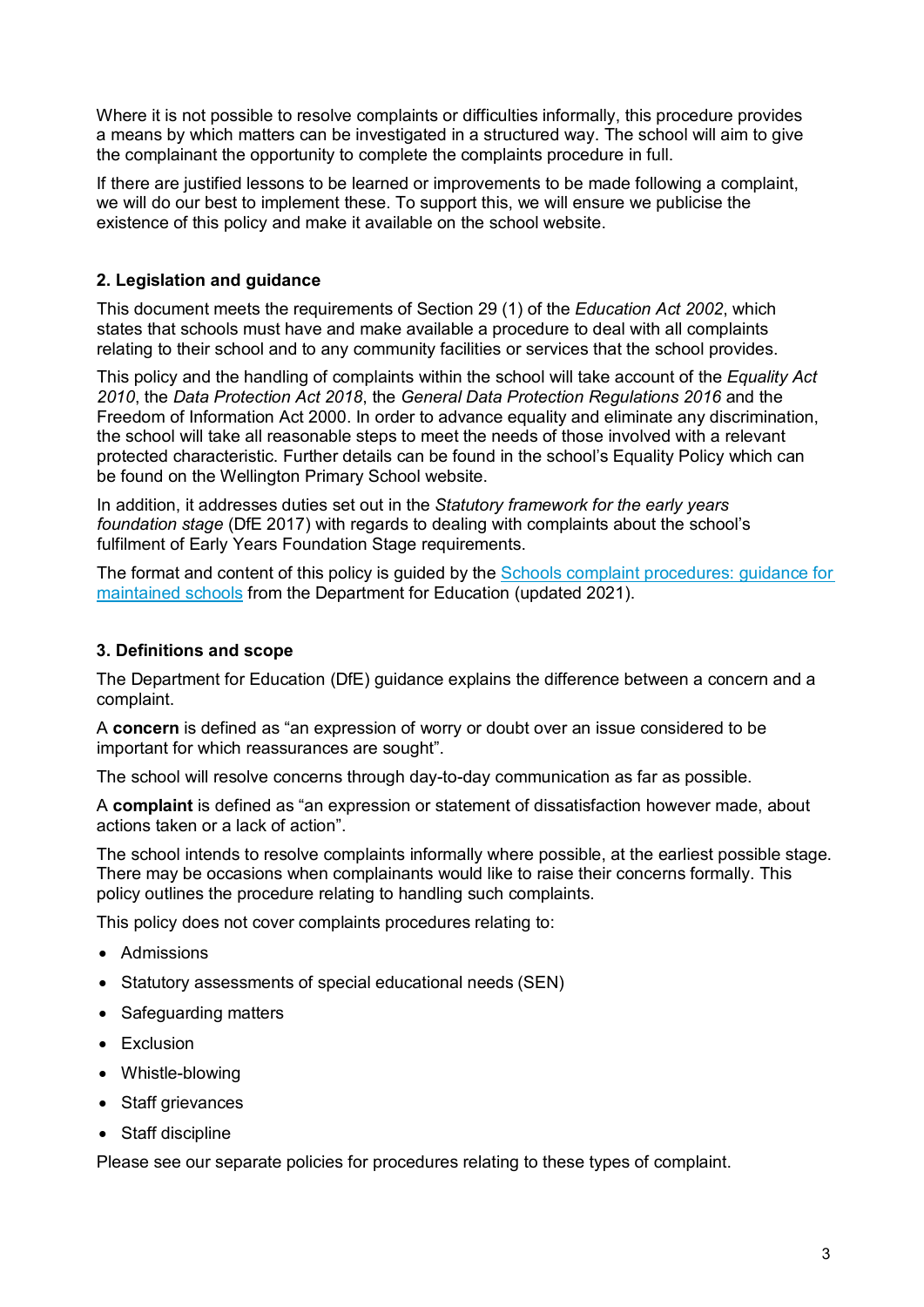Where it is not possible to resolve complaints or difficulties informally, this procedure provides a means by which matters can be investigated in a structured way. The school will aim to give the complainant the opportunity to complete the complaints procedure in full.

If there are justified lessons to be learned or improvements to be made following a complaint, we will do our best to implement these. To support this, we will ensure we publicise the existence of this policy and make it available on the school website.

## 2. Legislation and guidance

This document meets the requirements of Section 29 (1) of the *Education Act 2002*, which states that schools must have and make available a procedure to deal with all complaints relating to their school and to any community facilities or services that the school provides.

This policy and the handling of complaints within the school will take account of the *Equality Act 2010*, the *Data Protection Act 2018*, the *General Data Protection Regulations 2016* and the Freedom of Information Act 2000. In order to advance equality and eliminate any discrimination, the school will take all reasonable steps to meet the needs of those involved with a relevant protected characteristic. Further details can be found in the school's Equality Policy which can be found on the Wellington Primary School website.

In addition, it addresses duties set out in the *Statutory framework for the early years foundation stage* (DfE 2017) with regards to dealing with complaints about the school's fulfilment of Early Years Foundation Stage requirements.

The format and content of this policy is guided by the Schools complaint procedures: guidance for maintained schools from the Department for Education (updated 2021).

## 3. Definitions and scope

The Department for Education (DfE) guidance explains the difference between a concern and a complaint.

A **concern** is defined as "an expression of worry or doubt over an issue considered to be important for which reassurances are sought".

The school will resolve concerns through day-to-day communication as far as possible.

A **complaint** is defined as "an expression or statement of dissatisfaction however made, about actions taken or a lack of action".

The school intends to resolve complaints informally where possible, at the earliest possible stage. There may be occasions when complainants would like to raise their concerns formally. This policy outlines the procedure relating to handling such complaints.

This policy does not cover complaints procedures relating to:

- Admissions
- Statutory assessments of special educational needs (SEN)
- Safeguarding matters
- Exclusion
- Whistle-blowing
- Staff grievances
- Staff discipline

Please see our separate policies for procedures relating to these types of complaint.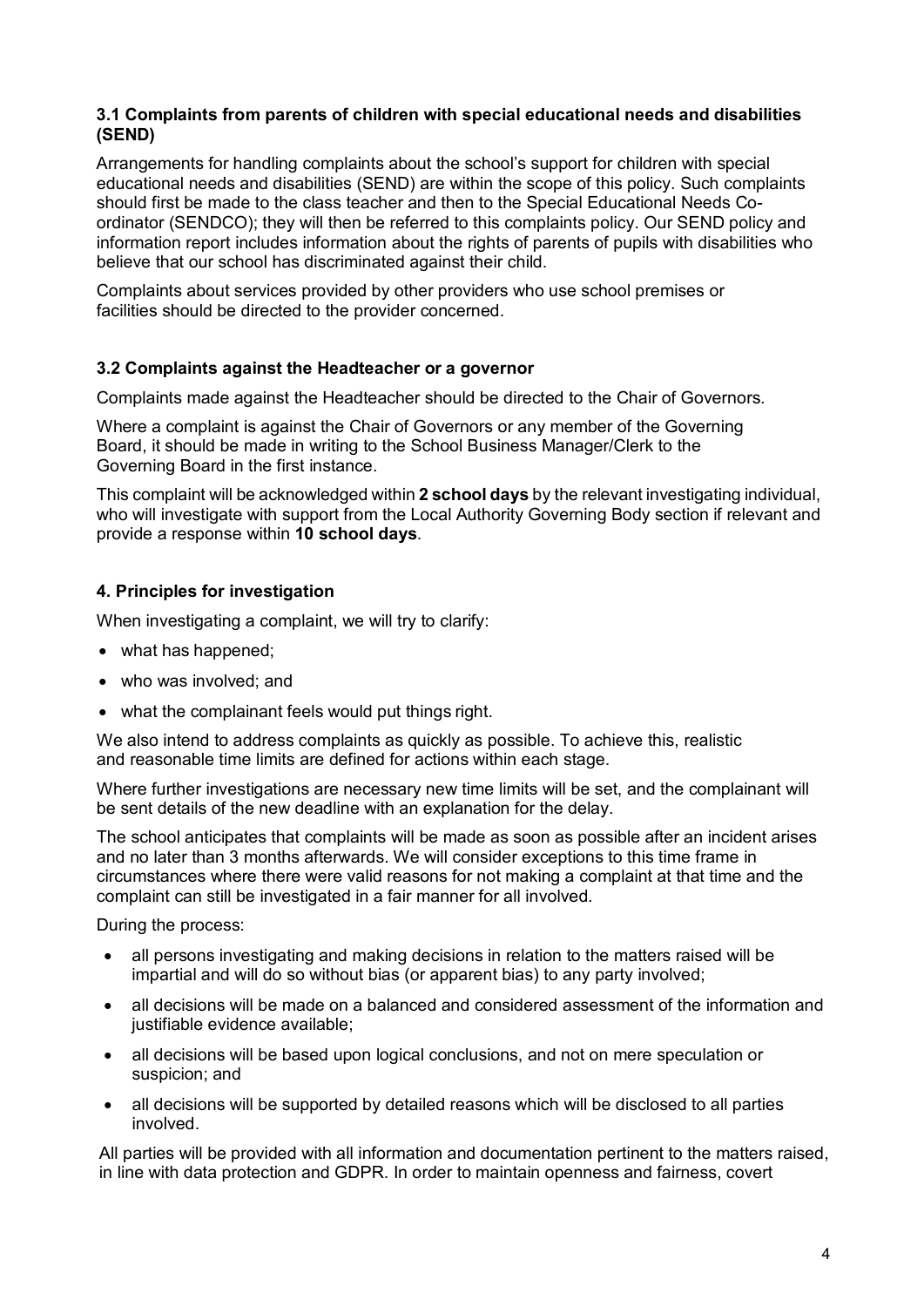### 3.1 Complaints from parents of children with special educational needs and disabilities (SEND)

Arrangements for handling complaints about the school's support for children with special educational needs and disabilities (SEND) are within the scope of this policy. Such complaints should first be made to the class teacher and then to the Special Educational Needs Co-ordinator (SENDCO); they will then be referred to this complaints policy. Our SEND policy and information report includes information about the rights of parents of pupils with disabilities who believe that our school has discriminated against their child.

Complaints about services provided by other providers who use school premises or facilities should be directed to the provider concerned.

### 3.2 Complaints against the Headteacher or a governor

Complaints made against the Headteacher should be directed to the Chair of Governors.

Where a complaint is against the Chair of Governors or any member of the Governing Board, it should be made in writing to the School Business Manager/Clerk to the Governing Board in the first instance.

This complaint will be acknowledged within **2 school days** by the relevant investigating individual, who will investigate with support from the Local Authority Governing Body section if relevant and provide a response within **10 school days**.

## 4. Principles for investigation

When investigating a complaint, we will try to clarify:

- what has happened;
- who was involved; and
- what the complainant feels would put things right.

We also intend to address complaints as quickly as possible. To achieve this, realistic and reasonable time limits are defined for actions within each stage.

Where further investigations are necessary new time limits will be set, and the complainant will be sent details of the new deadline with an explanation for the delay.

The school anticipates that complaints will be made as soon as possible after an incident arises and no later than 3 months afterwards. We will consider exceptions to this time frame in circumstances where there were valid reasons for not making a complaint at that time and the complaint can still be investigated in a fair manner for all involved.

During the process:

- all persons investigating and making decisions in relation to the matters raised will be impartial and will do so without bias (or apparent bias) to any party involved;
- all decisions will be made on a balanced and considered assessment of the information and justifiable evidence available;
- all decisions will be based upon logical conclusions, and not on mere speculation or suspicion; and
- all decisions will be supported by detailed reasons which will be disclosed to all parties involved.

All parties will be provided with all information and documentation pertinent to the matters raised, in line with data protection and GDPR. In order to maintain openness and fairness, covert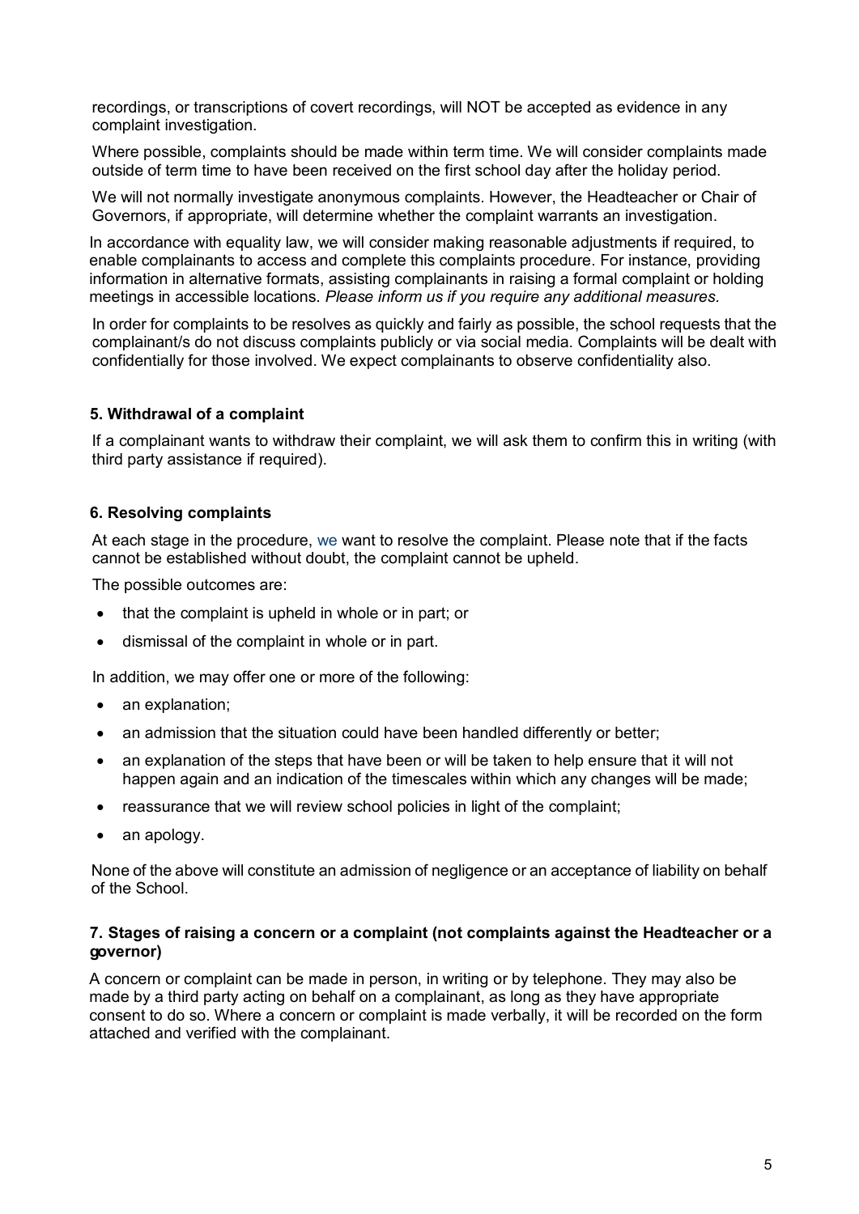recordings, or transcriptions of covert recordings, will NOT be accepted as evidence in any complaint investigation.

Where possible, complaints should be made within term time. We will consider complaints made outside of term time to have been received on the first school day after the holiday period.

We will not normally investigate anonymous complaints. However, the Headteacher or Chair of Governors, if appropriate, will determine whether the complaint warrants an investigation.

In accordance with equality law, we will consider making reasonable adjustments if required, to enable complainants to access and complete this complaints procedure. For instance, providing information in alternative formats, assisting complainants in raising a formal complaint or holding meetings in accessible locations. *Please inform us if you require any additional measures.*

In order for complaints to be resolves as quickly and fairly as possible, the school requests that the complainant/s do not discuss complaints publicly or via social media. Complaints will be dealt with confidentially for those involved. We expect complainants to observe confidentiality also.

### 5. Withdrawal of a complaint

If a complainant wants to withdraw their complaint, we will ask them to confirm this in writing (with third party assistance if required).

### 6. Resolving complaints

At each stage in the procedure, we want to resolve the complaint. Please note that if the facts cannot be established without doubt, the complaint cannot be upheld.

The possible outcomes are:

- that the complaint is upheld in whole or in part; or
- dismissal of the complaint in whole or in part.

In addition, we may offer one or more of the following:

- an explanation;
- an admission that the situation could have been handled differently or better;
- an explanation of the steps that have been or will be taken to help ensure that it will not happen again and an indication of the timescales within which any changes will be made;
- reassurance that we will review school policies in light of the complaint;
- an apology.

None of the above will constitute an admission of negligence or an acceptance of liability on behalf of the School.

### 7. Stages of raising a concern or a complaint (not complaints against the Headteacher or a governor)

A concern or complaint can be made in person, in writing or by telephone. They may also be made by a third party acting on behalf on a complainant, as long as they have appropriate consent to do so. Where a concern or complaint is made verbally, it will be recorded on the form attached and verified with the complainant.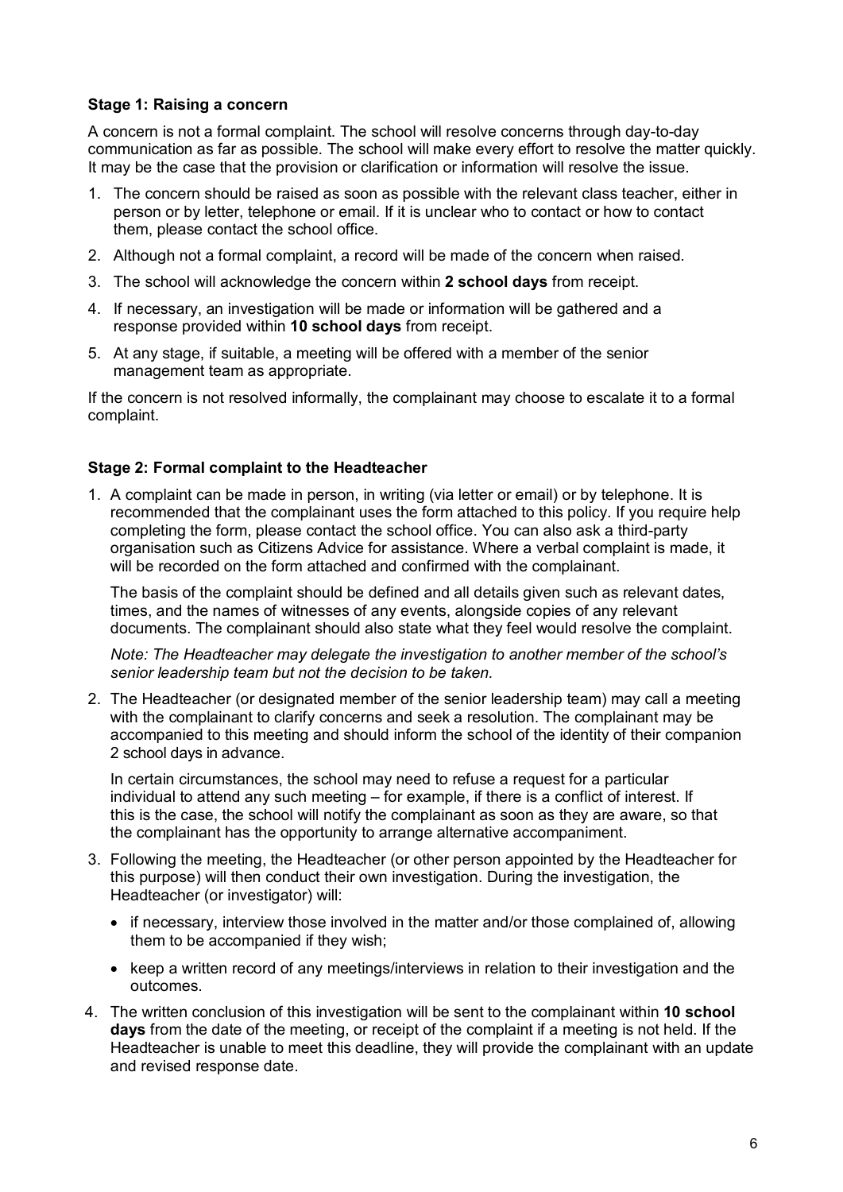### Stage 1: Raising a concern

A concern is not a formal complaint. The school will resolve concerns through day-to-day communication as far as possible. The school will make every effort to resolve the matter quickly. It may be the case that the provision or clarification or information will resolve the issue.

1. The concern should be raised as soon as possible with the relevant class teacher, either in person or by letter, telephone or email. If it is unclear who to contact or how to contact them, please contact the school office.
2. Although not a formal complaint, a record will be made of the concern when raised.
3. The school will acknowledge the concern within **2 school days** from receipt.
4. If necessary, an investigation will be made or information will be gathered and a response provided within **10 school days** from receipt.
5. At any stage, if suitable, a meeting will be offered with a member of the senior management team as appropriate.

If the concern is not resolved informally, the complainant may choose to escalate it to a formal complaint.

### Stage 2: Formal complaint to the Headteacher

1. A complaint can be made in person, in writing (via letter or email) or by telephone. It is recommended that the complainant uses the form attached to this policy. If you require help completing the form, please contact the school office. You can also ask a third-party organisation such as Citizens Advice for assistance. Where a verbal complaint is made, it will be recorded on the form attached and confirmed with the complainant.

   The basis of the complaint should be defined and all details given such as relevant dates, times, and the names of witnesses of any events, alongside copies of any relevant documents. The complainant should also state what they feel would resolve the complaint.

   *Note: The Headteacher may delegate the investigation to another member of the school's senior leadership team but not the decision to be taken.*

2. The Headteacher (or designated member of the senior leadership team) may call a meeting with the complainant to clarify concerns and seek a resolution. The complainant may be accompanied to this meeting and should inform the school of the identity of their companion 2 school days in advance.

   In certain circumstances, the school may need to refuse a request for a particular individual to attend any such meeting – for example, if there is a conflict of interest. If this is the case, the school will notify the complainant as soon as they are aware, so that the complainant has the opportunity to arrange alternative accompaniment.

3. Following the meeting, the Headteacher (or other person appointed by the Headteacher for this purpose) will then conduct their own investigation. During the investigation, the Headteacher (or investigator) will:

   - if necessary, interview those involved in the matter and/or those complained of, allowing them to be accompanied if they wish;
   - keep a written record of any meetings/interviews in relation to their investigation and the outcomes.

4. The written conclusion of this investigation will be sent to the complainant within **10 school days** from the date of the meeting, or receipt of the complaint if a meeting is not held. If the Headteacher is unable to meet this deadline, they will provide the complainant with an update and revised response date.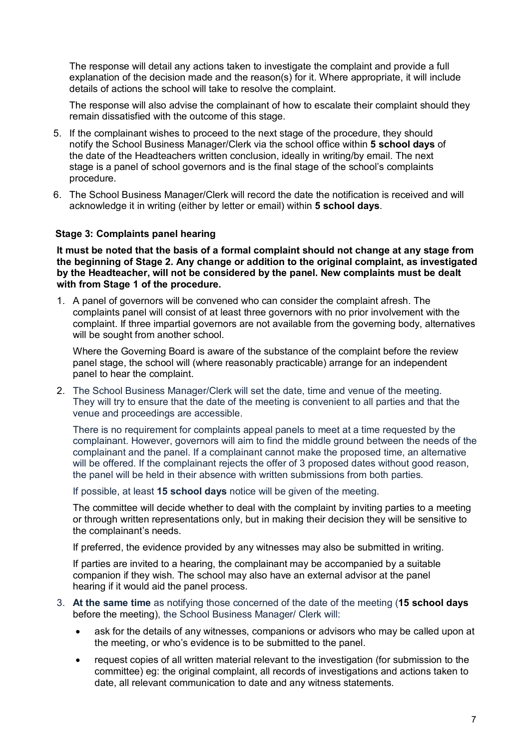The response will detail any actions taken to investigate the complaint and provide a full explanation of the decision made and the reason(s) for it. Where appropriate, it will include details of actions the school will take to resolve the complaint.

The response will also advise the complainant of how to escalate their complaint should they remain dissatisfied with the outcome of this stage.

5. If the complainant wishes to proceed to the next stage of the procedure, they should notify the School Business Manager/Clerk via the school office within **5 school days** of the date of the Headteachers written conclusion, ideally in writing/by email. The next stage is a panel of school governors and is the final stage of the school's complaints procedure.
6. The School Business Manager/Clerk will record the date the notification is received and will acknowledge it in writing (either by letter or email) within **5 school days**.

**Stage 3: Complaints panel hearing**

**It must be noted that the basis of a formal complaint should not change at any stage from the beginning of Stage 2. Any change or addition to the original complaint, as investigated by the Headteacher, will not be considered by the panel. New complaints must be dealt with from Stage 1 of the procedure.**

1. A panel of governors will be convened who can consider the complaint afresh. The complaints panel will consist of at least three governors with no prior involvement with the complaint. If three impartial governors are not available from the governing body, alternatives will be sought from another school.

   Where the Governing Board is aware of the substance of the complaint before the review panel stage, the school will (where reasonably practicable) arrange for an independent panel to hear the complaint.

2. The School Business Manager/Clerk will set the date, time and venue of the meeting. They will try to ensure that the date of the meeting is convenient to all parties and that the venue and proceedings are accessible.

   There is no requirement for complaints appeal panels to meet at a time requested by the complainant. However, governors will aim to find the middle ground between the needs of the complainant and the panel. If a complainant cannot make the proposed time, an alternative will be offered. If the complainant rejects the offer of 3 proposed dates without good reason, the panel will be held in their absence with written submissions from both parties.

   If possible, at least **15 school days** notice will be given of the meeting.

   The committee will decide whether to deal with the complaint by inviting parties to a meeting or through written representations only, but in making their decision they will be sensitive to the complainant's needs.

   If preferred, the evidence provided by any witnesses may also be submitted in writing.

   If parties are invited to a hearing, the complainant may be accompanied by a suitable companion if they wish. The school may also have an external advisor at the panel hearing if it would aid the panel process.

3. **At the same time** as notifying those concerned of the date of the meeting (**15 school days** before the meeting), the School Business Manager/ Clerk will:

   - ask for the details of any witnesses, companions or advisors who may be called upon at the meeting, or who's evidence is to be submitted to the panel.
   - request copies of all written material relevant to the investigation (for submission to the committee) eg: the original complaint, all records of investigations and actions taken to date, all relevant communication to date and any witness statements.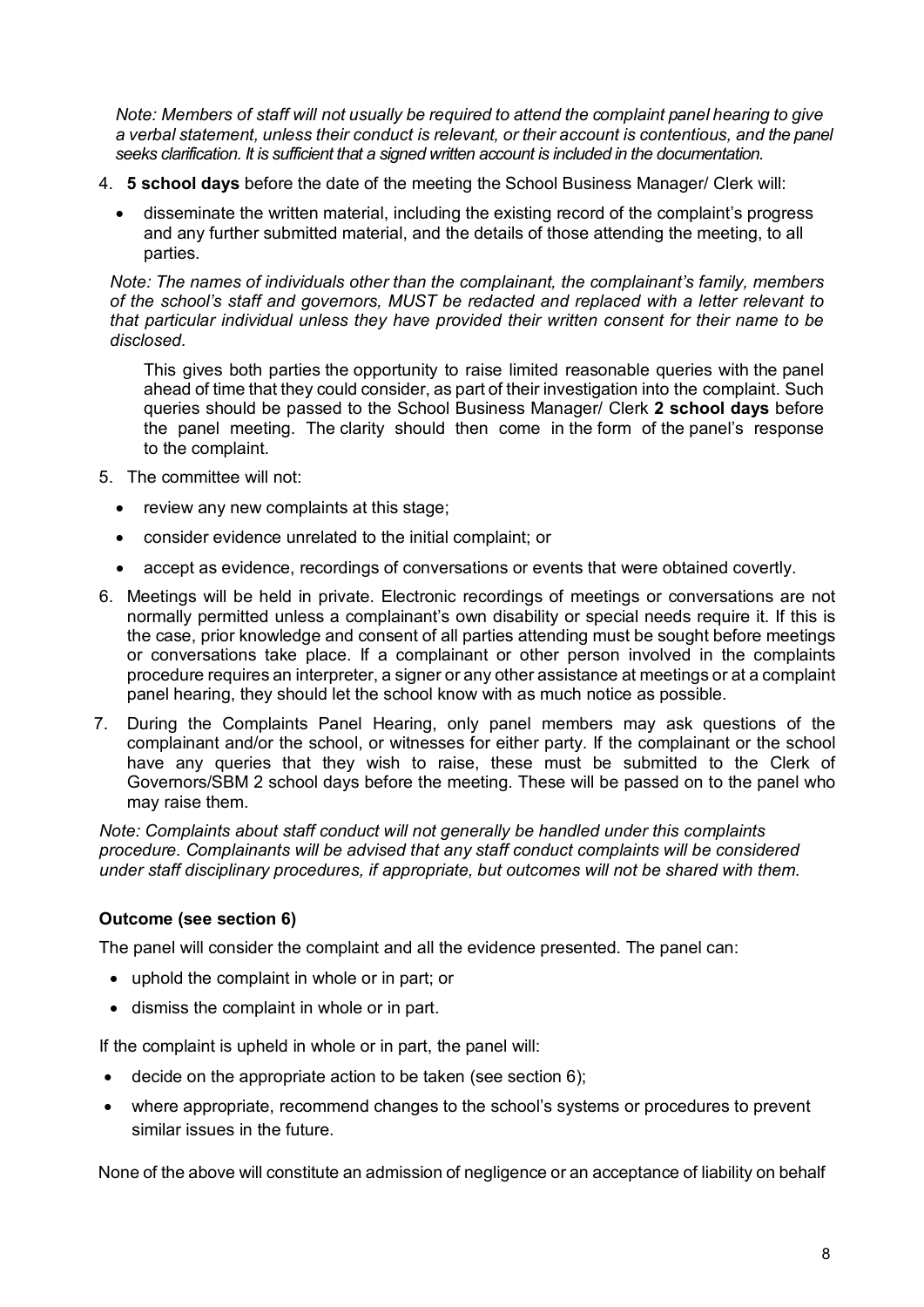*Note: Members of staff will not usually be required to attend the complaint panel hearing to give a verbal statement, unless their conduct is relevant, or their account is contentious, and the panel seeks clarification. It is sufficient that a signed written account is included in the documentation.*

4. **5 school days** before the date of the meeting the School Business Manager/ Clerk will:
   - disseminate the written material, including the existing record of the complaint's progress and any further submitted material, and the details of those attending the meeting, to all parties.

*Note: The names of individuals other than the complainant, the complainant's family, members of the school's staff and governors, MUST be redacted and replaced with a letter relevant to that particular individual unless they have provided their written consent for their name to be disclosed.*

   This gives both parties the opportunity to raise limited reasonable queries with the panel ahead of time that they could consider, as part of their investigation into the complaint. Such queries should be passed to the School Business Manager/ Clerk **2 school days** before the panel meeting. The clarity should then come in the form of the panel's response to the complaint.

5. The committee will not:
   - review any new complaints at this stage;
   - consider evidence unrelated to the initial complaint; or
   - accept as evidence, recordings of conversations or events that were obtained covertly.
6. Meetings will be held in private. Electronic recordings of meetings or conversations are not normally permitted unless a complainant's own disability or special needs require it. If this is the case, prior knowledge and consent of all parties attending must be sought before meetings or conversations take place. If a complainant or other person involved in the complaints procedure requires an interpreter, a signer or any other assistance at meetings or at a complaint panel hearing, they should let the school know with as much notice as possible.
7. During the Complaints Panel Hearing, only panel members may ask questions of the complainant and/or the school, or witnesses for either party. If the complainant or the school have any queries that they wish to raise, these must be submitted to the Clerk of Governors/SBM 2 school days before the meeting. These will be passed on to the panel who may raise them.

*Note: Complaints about staff conduct will not generally be handled under this complaints procedure. Complainants will be advised that any staff conduct complaints will be considered under staff disciplinary procedures, if appropriate, but outcomes will not be shared with them.*

### Outcome (see section 6)

The panel will consider the complaint and all the evidence presented. The panel can:

- uphold the complaint in whole or in part; or
- dismiss the complaint in whole or in part.

If the complaint is upheld in whole or in part, the panel will:

- decide on the appropriate action to be taken (see section 6);
- where appropriate, recommend changes to the school's systems or procedures to prevent similar issues in the future.

None of the above will constitute an admission of negligence or an acceptance of liability on behalf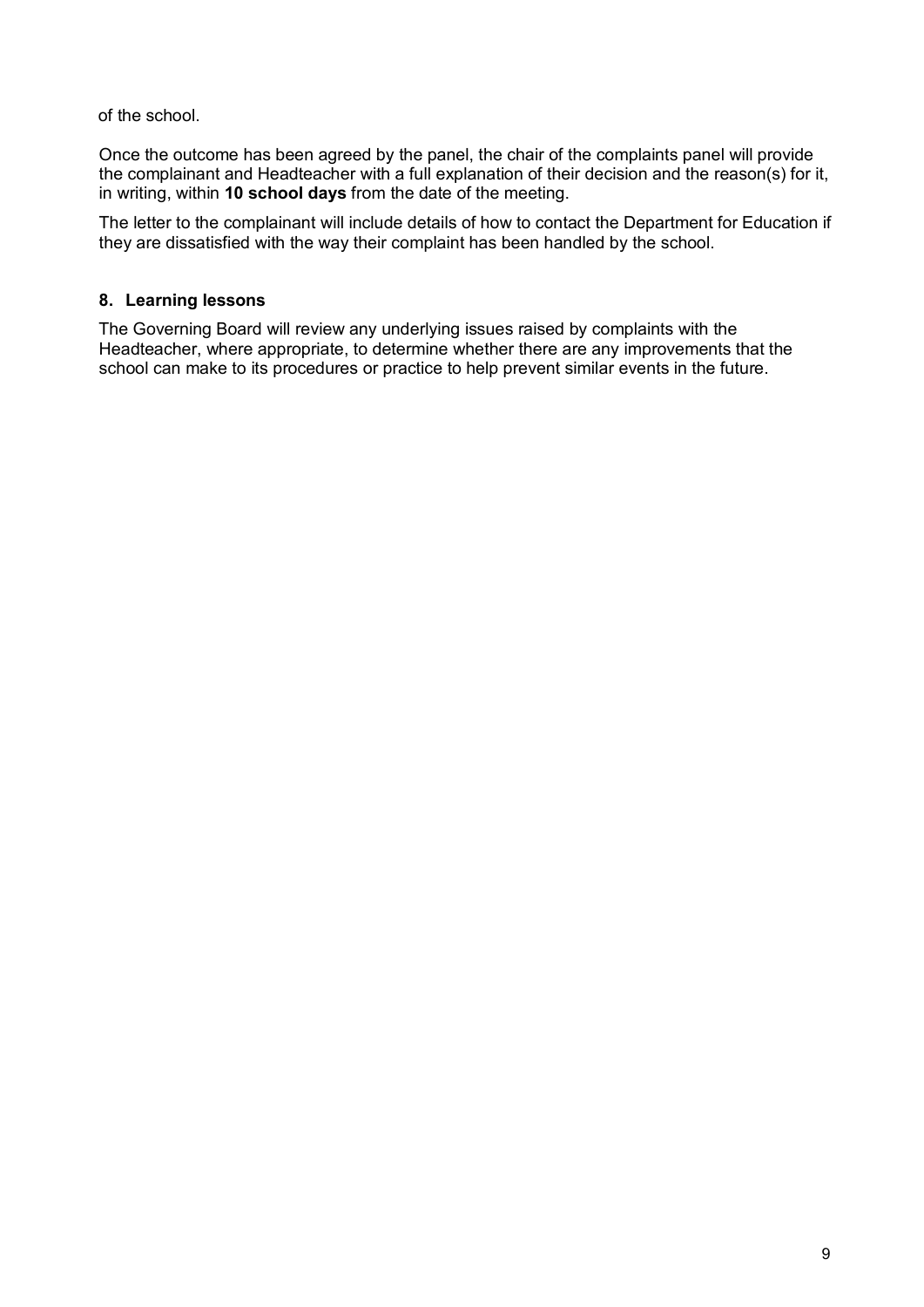of the school.

Once the outcome has been agreed by the panel, the chair of the complaints panel will provide the complainant and Headteacher with a full explanation of their decision and the reason(s) for it, in writing, within **10 school days** from the date of the meeting.

The letter to the complainant will include details of how to contact the Department for Education if they are dissatisfied with the way their complaint has been handled by the school.

## 8. Learning lessons

The Governing Board will review any underlying issues raised by complaints with the Headteacher, where appropriate, to determine whether there are any improvements that the school can make to its procedures or practice to help prevent similar events in the future.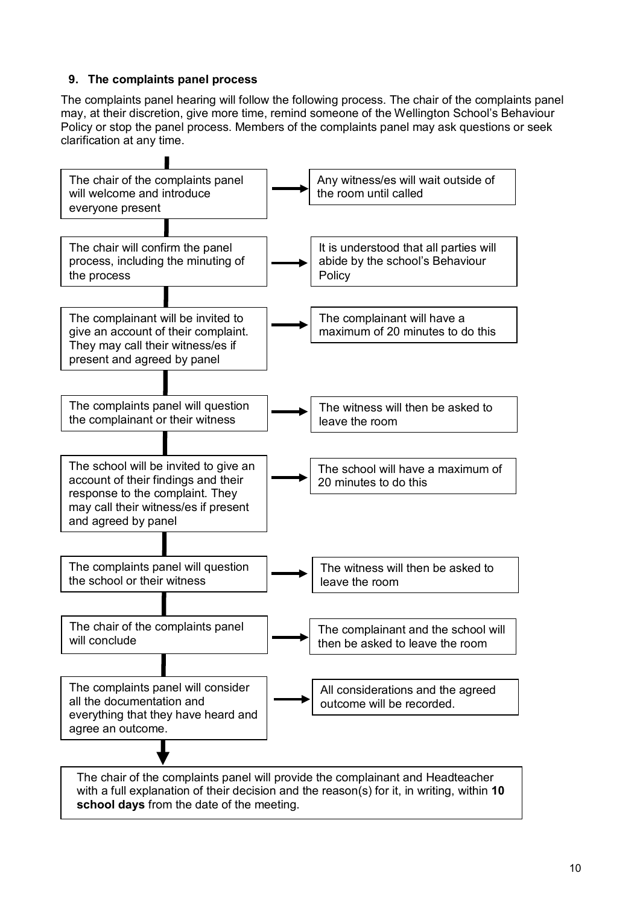### 9. The complaints panel process

The complaints panel hearing will follow the following process. The chair of the complaints panel may, at their discretion, give more time, remind someone of the Wellington School's Behaviour Policy or stop the panel process. Members of the complaints panel may ask questions or seek clarification at any time.

| Step | Note |
| --- | --- |
| The chair of the complaints panel will welcome and introduce everyone present | Any witness/es will wait outside of the room until called |
| The chair will confirm the panel process, including the minuting of the process | It is understood that all parties will abide by the school's Behaviour Policy |
| The complainant will be invited to give an account of their complaint. They may call their witness/es if present and agreed by panel | The complainant will have a maximum of 20 minutes to do this |
| The complaints panel will question the complainant or their witness | The witness will then be asked to leave the room |
| The school will be invited to give an account of their findings and their response to the complaint. They may call their witness/es if present and agreed by panel | The school will have a maximum of 20 minutes to do this |
| The complaints panel will question the school or their witness | The witness will then be asked to leave the room |
| The chair of the complaints panel will conclude | The complainant and the school will then be asked to leave the room |
| The complaints panel will consider all the documentation and everything that they have heard and agree an outcome. | All considerations and the agreed outcome will be recorded. |

The chair of the complaints panel will provide the complainant and Headteacher with a full explanation of their decision and the reason(s) for it, in writing, within **10 school days** from the date of the meeting.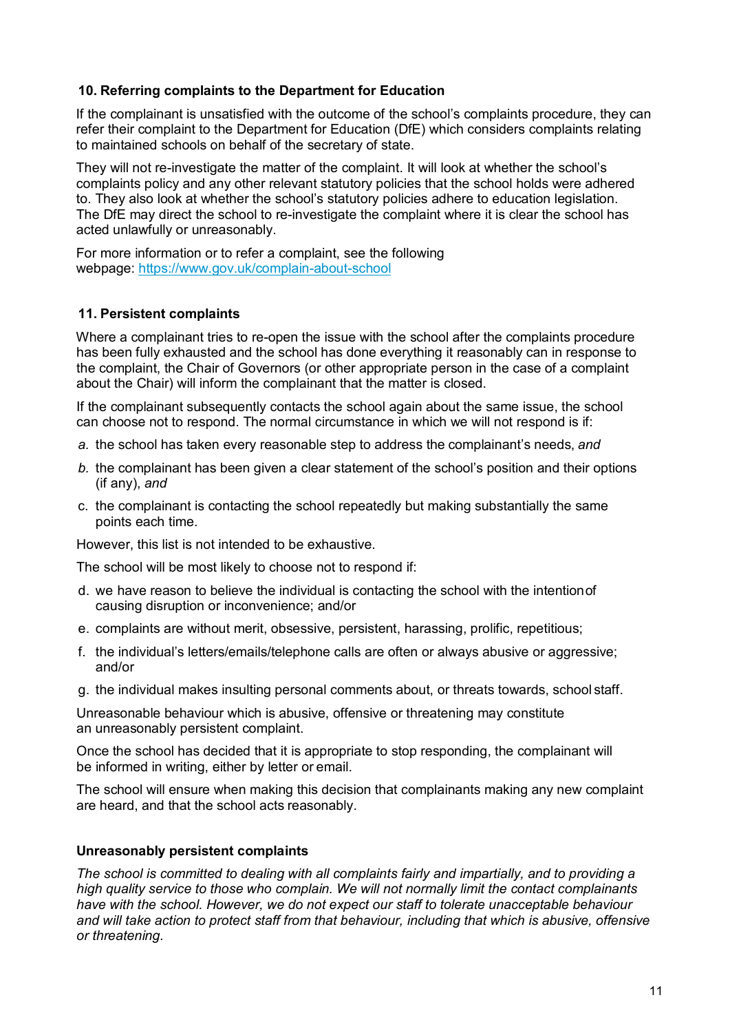## 10. Referring complaints to the Department for Education

If the complainant is unsatisfied with the outcome of the school's complaints procedure, they can refer their complaint to the Department for Education (DfE) which considers complaints relating to maintained schools on behalf of the secretary of state.

They will not re-investigate the matter of the complaint. It will look at whether the school's complaints policy and any other relevant statutory policies that the school holds were adhered to. They also look at whether the school's statutory policies adhere to education legislation. The DfE may direct the school to re-investigate the complaint where it is clear the school has acted unlawfully or unreasonably.

For more information or to refer a complaint, see the following webpage: https://www.gov.uk/complain-about-school

## 11. Persistent complaints

Where a complainant tries to re-open the issue with the school after the complaints procedure has been fully exhausted and the school has done everything it reasonably can in response to the complaint, the Chair of Governors (or other appropriate person in the case of a complaint about the Chair) will inform the complainant that the matter is closed.

If the complainant subsequently contacts the school again about the same issue, the school can choose not to respond. The normal circumstance in which we will not respond is if:

a. the school has taken every reasonable step to address the complainant's needs, *and*
b. the complainant has been given a clear statement of the school's position and their options (if any), *and*
c. the complainant is contacting the school repeatedly but making substantially the same points each time.

However, this list is not intended to be exhaustive.

The school will be most likely to choose not to respond if:

d. we have reason to believe the individual is contacting the school with the intention of causing disruption or inconvenience; and/or
e. complaints are without merit, obsessive, persistent, harassing, prolific, repetitious;
f. the individual's letters/emails/telephone calls are often or always abusive or aggressive; and/or
g. the individual makes insulting personal comments about, or threats towards, school staff.

Unreasonable behaviour which is abusive, offensive or threatening may constitute an unreasonably persistent complaint.

Once the school has decided that it is appropriate to stop responding, the complainant will be informed in writing, either by letter or email.

The school will ensure when making this decision that complainants making any new complaint are heard, and that the school acts reasonably.

### Unreasonably persistent complaints

*The school is committed to dealing with all complaints fairly and impartially, and to providing a high quality service to those who complain. We will not normally limit the contact complainants have with the school. However, we do not expect our staff to tolerate unacceptable behaviour and will take action to protect staff from that behaviour, including that which is abusive, offensive or threatening.*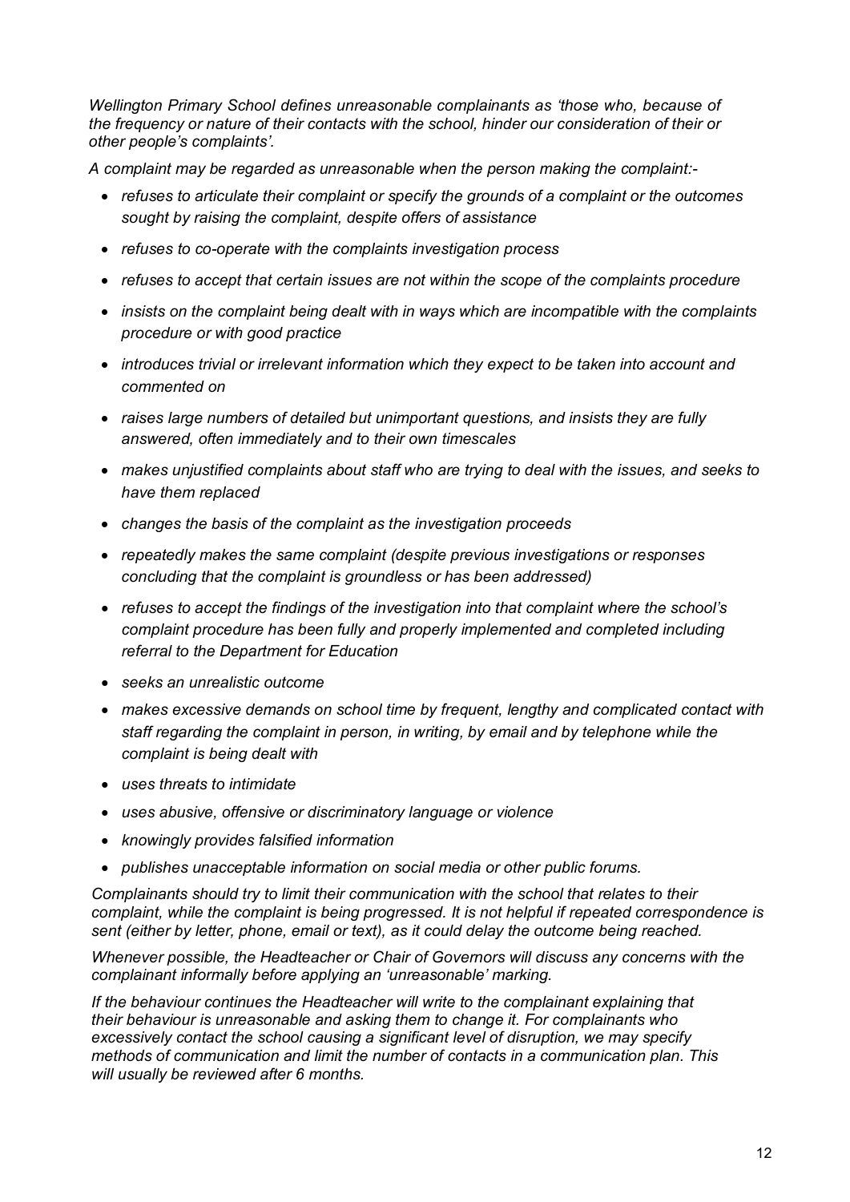*Wellington Primary School defines unreasonable complainants as 'those who, because of the frequency or nature of their contacts with the school, hinder our consideration of their or other people's complaints'.*

*A complaint may be regarded as unreasonable when the person making the complaint:-*

- *refuses to articulate their complaint or specify the grounds of a complaint or the outcomes sought by raising the complaint, despite offers of assistance*
- *refuses to co-operate with the complaints investigation process*
- *refuses to accept that certain issues are not within the scope of the complaints procedure*
- *insists on the complaint being dealt with in ways which are incompatible with the complaints procedure or with good practice*
- *introduces trivial or irrelevant information which they expect to be taken into account and commented on*
- *raises large numbers of detailed but unimportant questions, and insists they are fully answered, often immediately and to their own timescales*
- *makes unjustified complaints about staff who are trying to deal with the issues, and seeks to have them replaced*
- *changes the basis of the complaint as the investigation proceeds*
- *repeatedly makes the same complaint (despite previous investigations or responses concluding that the complaint is groundless or has been addressed)*
- *refuses to accept the findings of the investigation into that complaint where the school's complaint procedure has been fully and properly implemented and completed including referral to the Department for Education*
- *seeks an unrealistic outcome*
- *makes excessive demands on school time by frequent, lengthy and complicated contact with staff regarding the complaint in person, in writing, by email and by telephone while the complaint is being dealt with*
- *uses threats to intimidate*
- *uses abusive, offensive or discriminatory language or violence*
- *knowingly provides falsified information*
- *publishes unacceptable information on social media or other public forums.*

*Complainants should try to limit their communication with the school that relates to their complaint, while the complaint is being progressed. It is not helpful if repeated correspondence is sent (either by letter, phone, email or text), as it could delay the outcome being reached.*

*Whenever possible, the Headteacher or Chair of Governors will discuss any concerns with the complainant informally before applying an 'unreasonable' marking.*

*If the behaviour continues the Headteacher will write to the complainant explaining that their behaviour is unreasonable and asking them to change it. For complainants who excessively contact the school causing a significant level of disruption, we may specify methods of communication and limit the number of contacts in a communication plan. This will usually be reviewed after 6 months.*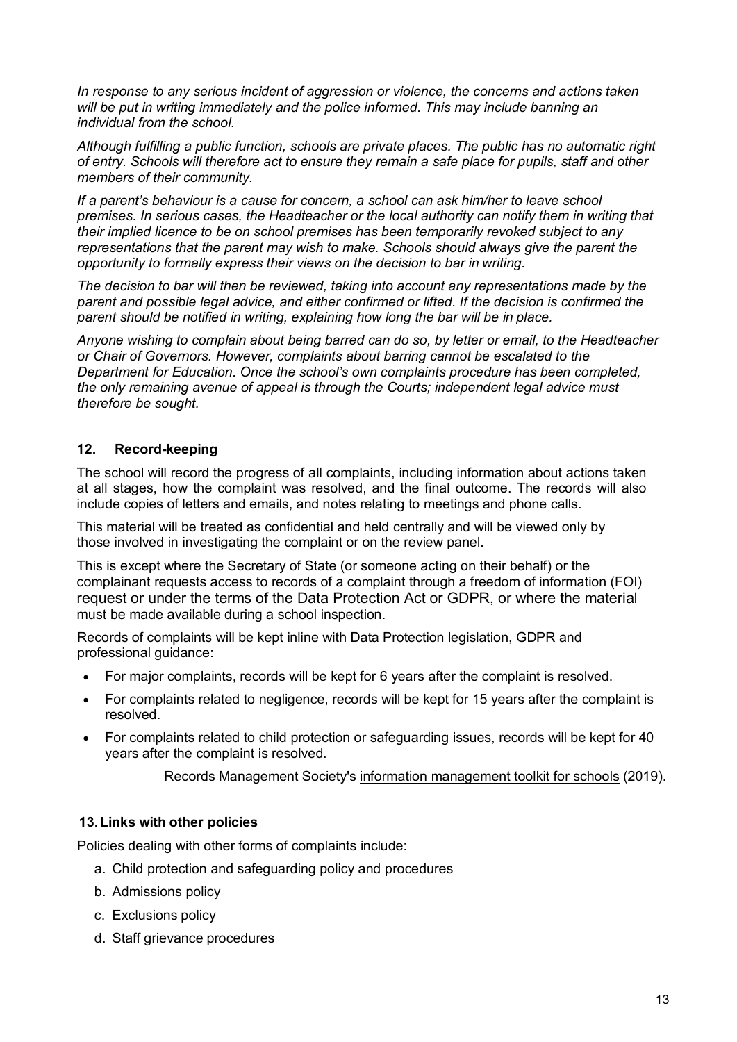*In response to any serious incident of aggression or violence, the concerns and actions taken will be put in writing immediately and the police informed. This may include banning an individual from the school.*

*Although fulfilling a public function, schools are private places. The public has no automatic right of entry. Schools will therefore act to ensure they remain a safe place for pupils, staff and other members of their community.*

*If a parent's behaviour is a cause for concern, a school can ask him/her to leave school premises. In serious cases, the Headteacher or the local authority can notify them in writing that their implied licence to be on school premises has been temporarily revoked subject to any representations that the parent may wish to make. Schools should always give the parent the opportunity to formally express their views on the decision to bar in writing.*

*The decision to bar will then be reviewed, taking into account any representations made by the parent and possible legal advice, and either confirmed or lifted. If the decision is confirmed the parent should be notified in writing, explaining how long the bar will be in place.*

*Anyone wishing to complain about being barred can do so, by letter or email, to the Headteacher or Chair of Governors. However, complaints about barring cannot be escalated to the Department for Education. Once the school's own complaints procedure has been completed, the only remaining avenue of appeal is through the Courts; independent legal advice must therefore be sought.*

## 12. Record-keeping

The school will record the progress of all complaints, including information about actions taken at all stages, how the complaint was resolved, and the final outcome. The records will also include copies of letters and emails, and notes relating to meetings and phone calls.

This material will be treated as confidential and held centrally and will be viewed only by those involved in investigating the complaint or on the review panel.

This is except where the Secretary of State (or someone acting on their behalf) or the complainant requests access to records of a complaint through a freedom of information (FOI) request or under the terms of the Data Protection Act or GDPR, or where the material must be made available during a school inspection.

Records of complaints will be kept inline with Data Protection legislation, GDPR and professional guidance:

- For major complaints, records will be kept for 6 years after the complaint is resolved.
- For complaints related to negligence, records will be kept for 15 years after the complaint is resolved.
- For complaints related to child protection or safeguarding issues, records will be kept for 40 years after the complaint is resolved.

Records Management Society's information management toolkit for schools (2019).

## 13. Links with other policies

Policies dealing with other forms of complaints include:

a. Child protection and safeguarding policy and procedures
b. Admissions policy
c. Exclusions policy
d. Staff grievance procedures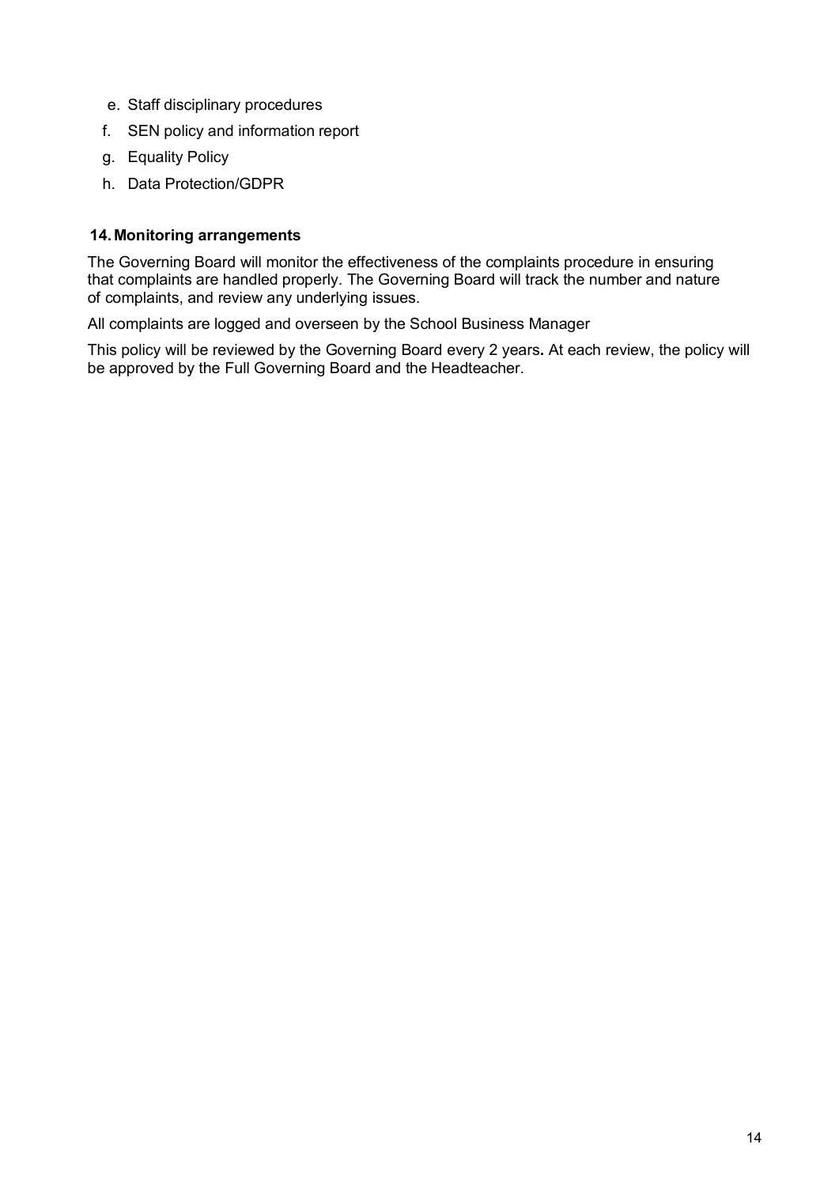e. Staff disciplinary procedures
f. SEN policy and information report
g. Equality Policy
h. Data Protection/GDPR

## 14. Monitoring arrangements

The Governing Board will monitor the effectiveness of the complaints procedure in ensuring that complaints are handled properly. The Governing Board will track the number and nature of complaints, and review any underlying issues.

All complaints are logged and overseen by the School Business Manager

This policy will be reviewed by the Governing Board every 2 years**.** At each review, the policy will be approved by the Full Governing Board and the Headteacher.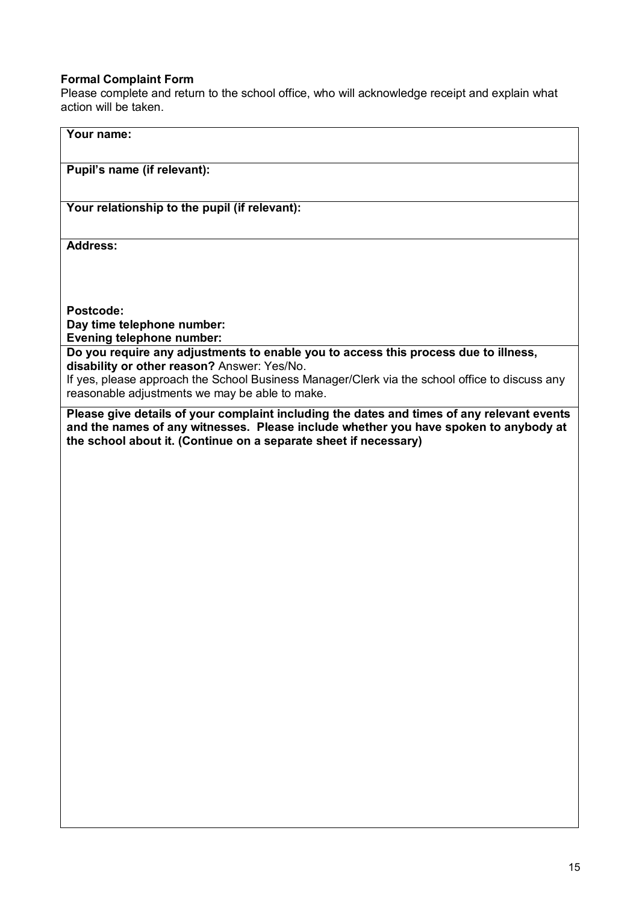**Formal Complaint Form**

Please complete and return to the school office, who will acknowledge receipt and explain what action will be taken.

| **Your name:** |
|---|
| **Pupil's name (if relevant):** |
| **Your relationship to the pupil (if relevant):** |
| **Address:**<br><br><br>**Postcode:**<br>**Day time telephone number:**<br>**Evening telephone number:** |
| **Do you require any adjustments to enable you to access this process due to illness, disability or other reason?** Answer: Yes/No.<br>If yes, please approach the School Business Manager/Clerk via the school office to discuss any reasonable adjustments we may be able to make. |
| **Please give details of your complaint including the dates and times of any relevant events and the names of any witnesses. Please include whether you have spoken to anybody at the school about it. (Continue on a separate sheet if necessary)** |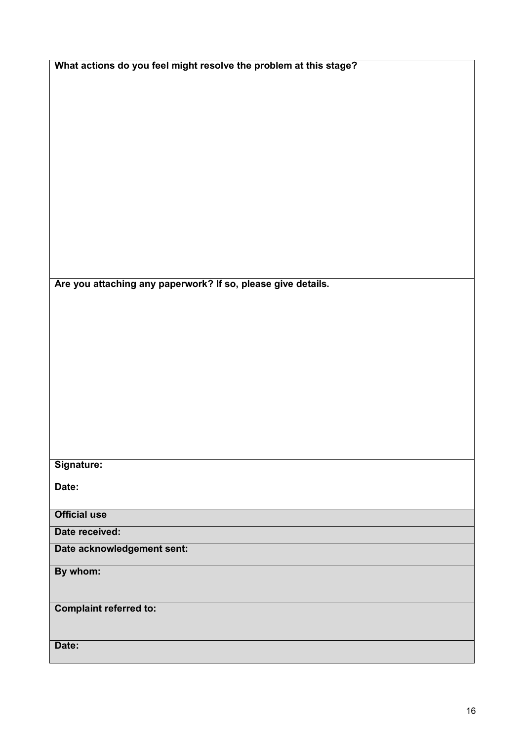**What actions do you feel might resolve the problem at this stage?**

**Are you attaching any paperwork? If so, please give details.**

**Signature:**

**Date:**

| |
|---|
| **Official use** |
| **Date received:** |
| **Date acknowledgement sent:** |
| **By whom:** |
| **Complaint referred to:** |
| **Date:** |